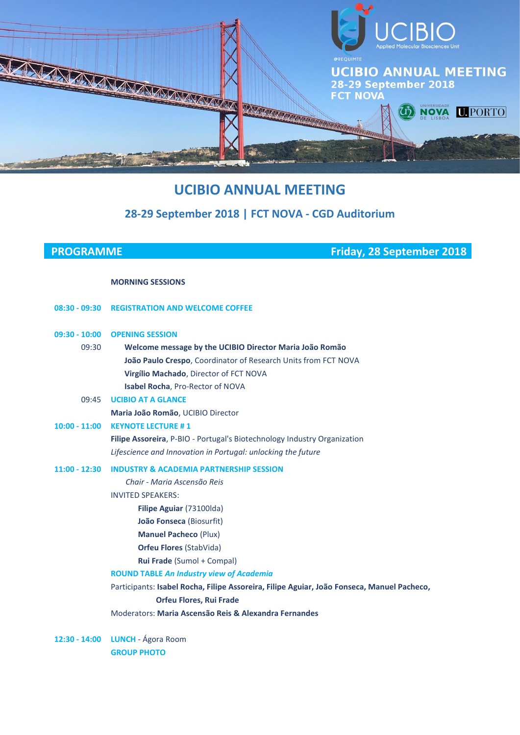# UCIBIO ANNUAL MEETING

## 28-29 September 2018 | FCT NOVA - CGD Auditorium

## PROGRAMME — Friday, 28 September 2018

**MORNING SESSIONS**

**08:30 - 09:30** **REGISTRATION AND WELCOME COFFEE**

**09:30 - 10:00** **OPENING SESSION**

09:30 **Welcome message by the UCIBIO Director Maria João Romão**

**João Paulo Crespo**, Coordinator of Research Units from FCT NOVA

**Virgílio Machado**, Director of FCT NOVA

**Isabel Rocha**, Pro-Rector of NOVA

09:45 **UCIBIO AT A GLANCE**

**Maria João Romão**, UCIBIO Director

**10:00 - 11:00** **KEYNOTE LECTURE # 1**

**Filipe Assoreira**, P-BIO - Portugal's Biotechnology Industry Organization

*Lifescience and Innovation in Portugal: unlocking the future*

**11:00 - 12:30** **INDUSTRY & ACADEMIA PARTNERSHIP SESSION**

*Chair - Maria Ascensão Reis*

INVITED SPEAKERS:

- **Filipe Aguiar** (73100lda)
- **João Fonseca** (Biosurfit)
- **Manuel Pacheco** (Plux)
- **Orfeu Flores** (StabVida)
- **Rui Frade** (Sumol + Compal)

**ROUND TABLE** ***An Industry view of Academia***

Participants: **Isabel Rocha, Filipe Assoreira, Filipe Aguiar, João Fonseca, Manuel Pacheco, Orfeu Flores, Rui Frade**

Moderators: **Maria Ascensão Reis & Alexandra Fernandes**

**12:30 - 14:00** **LUNCH** - Ágora Room

**GROUP PHOTO**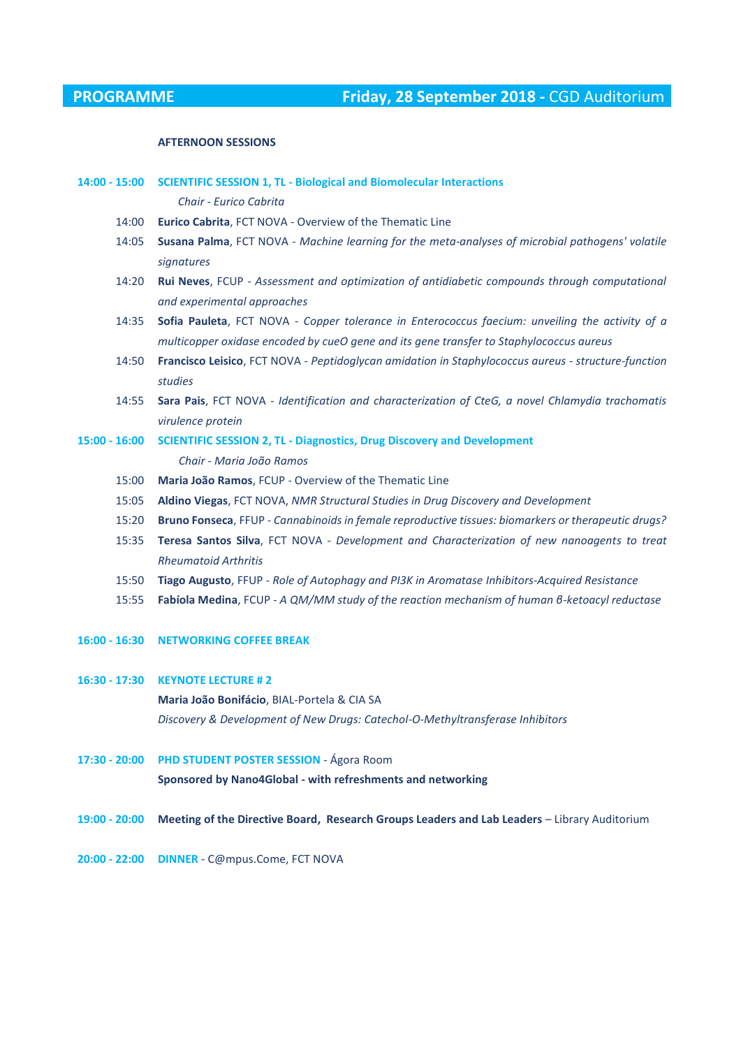## PROGRAMME — Friday, 28 September 2018 - CGD Auditorium

**AFTERNOON SESSIONS**

**14:00 - 15:00 SCIENTIFIC SESSION 1, TL - Biological and Biomolecular Interactions**

*Chair - Eurico Cabrita*

- 14:00 **Eurico Cabrita**, FCT NOVA - Overview of the Thematic Line
- 14:05 **Susana Palma**, FCT NOVA - *Machine learning for the meta-analyses of microbial pathogens' volatile signatures*
- 14:20 **Rui Neves**, FCUP - *Assessment and optimization of antidiabetic compounds through computational and experimental approaches*
- 14:35 **Sofia Pauleta**, FCT NOVA - *Copper tolerance in Enterococcus faecium: unveiling the activity of a multicopper oxidase encoded by cueO gene and its gene transfer to Staphylococcus aureus*
- 14:50 **Francisco Leisico**, FCT NOVA - *Peptidoglycan amidation in Staphylococcus aureus - structure-function studies*
- 14:55 **Sara Pais**, FCT NOVA - *Identification and characterization of CteG, a novel Chlamydia trachomatis virulence protein*

**15:00 - 16:00 SCIENTIFIC SESSION 2, TL - Diagnostics, Drug Discovery and Development**

*Chair - Maria João Ramos*

- 15:00 **Maria João Ramos**, FCUP - Overview of the Thematic Line
- 15:05 **Aldino Viegas**, FCT NOVA, *NMR Structural Studies in Drug Discovery and Development*
- 15:20 **Bruno Fonseca**, FFUP - *Cannabinoids in female reproductive tissues: biomarkers or therapeutic drugs?*
- 15:35 **Teresa Santos Silva**, FCT NOVA - *Development and Characterization of new nanoagents to treat Rheumatoid Arthritis*
- 15:50 **Tiago Augusto**, FFUP - *Role of Autophagy and PI3K in Aromatase Inhibitors-Acquired Resistance*
- 15:55 **Fabíola Medina**, FCUP - *A QM/MM study of the reaction mechanism of human β-ketoacyl reductase*

**16:00 - 16:30 NETWORKING COFFEE BREAK**

**16:30 - 17:30 KEYNOTE LECTURE # 2**

**Maria João Bonifácio**, BIAL-Portela & CIA SA

*Discovery & Development of New Drugs: Catechol-O-Methyltransferase Inhibitors*

**17:30 - 20:00 PHD STUDENT POSTER SESSION** - Ágora Room

**Sponsored by Nano4Global - with refreshments and networking**

**19:00 - 20:00 Meeting of the Directive Board, Research Groups Leaders and Lab Leaders** – Library Auditorium

**20:00 - 22:00 DINNER** - C@mpus.Come, FCT NOVA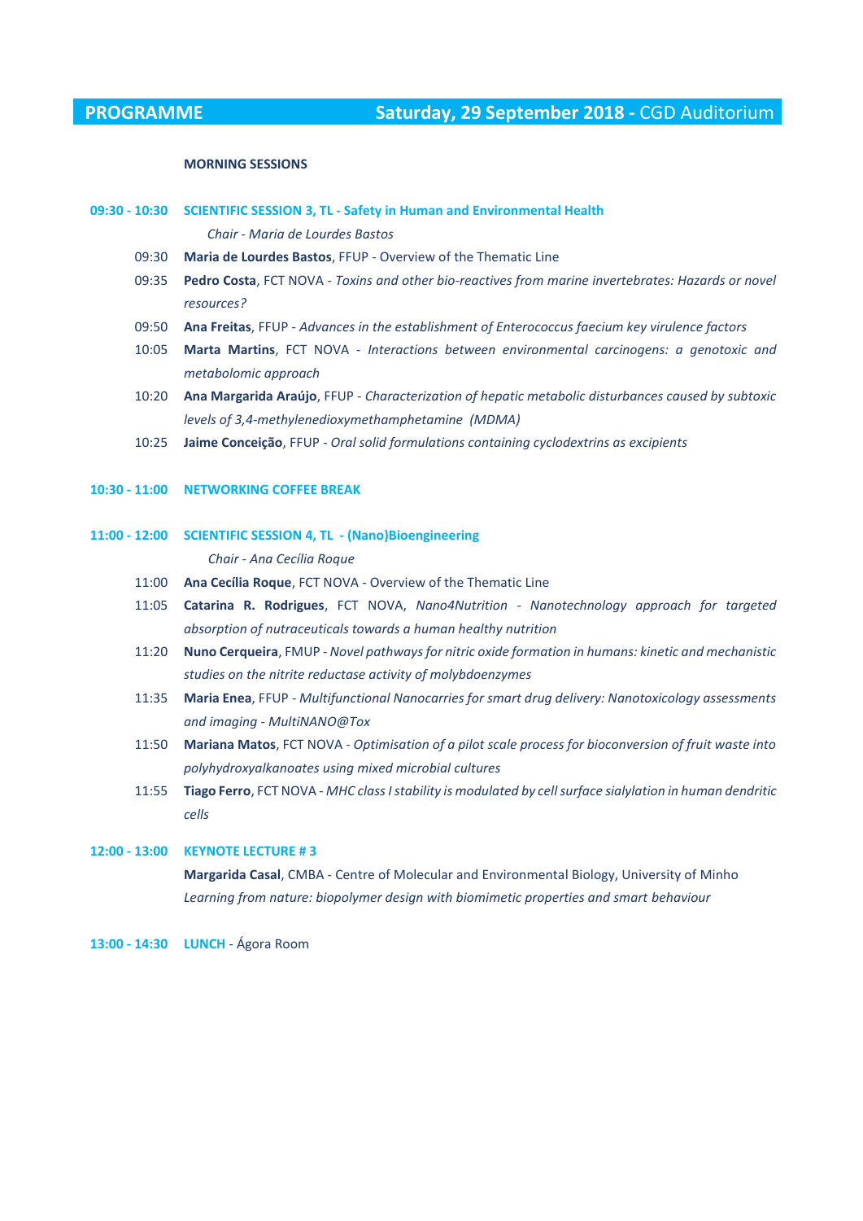## PROGRAMME Saturday, 29 September 2018 - CGD Auditorium

**MORNING SESSIONS**

**09:30 - 10:30 SCIENTIFIC SESSION 3, TL - Safety in Human and Environmental Health**

*Chair - Maria de Lourdes Bastos*

- 09:30 **Maria de Lourdes Bastos**, FFUP - Overview of the Thematic Line
- 09:35 **Pedro Costa**, FCT NOVA - *Toxins and other bio-reactives from marine invertebrates: Hazards or novel resources?*
- 09:50 **Ana Freitas**, FFUP - *Advances in the establishment of Enterococcus faecium key virulence factors*
- 10:05 **Marta Martins**, FCT NOVA - *Interactions between environmental carcinogens: a genotoxic and metabolomic approach*
- 10:20 **Ana Margarida Araújo**, FFUP - *Characterization of hepatic metabolic disturbances caused by subtoxic levels of 3,4-methylenedioxymethamphetamine (MDMA)*
- 10:25 **Jaime Conceição**, FFUP - *Oral solid formulations containing cyclodextrins as excipients*

**10:30 - 11:00 NETWORKING COFFEE BREAK**

**11:00 - 12:00 SCIENTIFIC SESSION 4, TL - (Nano)Bioengineering**

*Chair - Ana Cecília Roque*

- 11:00 **Ana Cecília Roque**, FCT NOVA - Overview of the Thematic Line
- 11:05 **Catarina R. Rodrigues**, FCT NOVA, *Nano4Nutrition - Nanotechnology approach for targeted absorption of nutraceuticals towards a human healthy nutrition*
- 11:20 **Nuno Cerqueira**, FMUP - *Novel pathways for nitric oxide formation in humans: kinetic and mechanistic studies on the nitrite reductase activity of molybdoenzymes*
- 11:35 **Maria Enea**, FFUP - *Multifunctional Nanocarries for smart drug delivery: Nanotoxicology assessments and imaging - MultiNANO@Tox*
- 11:50 **Mariana Matos**, FCT NOVA - *Optimisation of a pilot scale process for bioconversion of fruit waste into polyhydroxyalkanoates using mixed microbial cultures*
- 11:55 **Tiago Ferro**, FCT NOVA - *MHC class I stability is modulated by cell surface sialylation in human dendritic cells*

**12:00 - 13:00 KEYNOTE LECTURE # 3**

**Margarida Casal**, CMBA - Centre of Molecular and Environmental Biology, University of Minho
*Learning from nature: biopolymer design with biomimetic properties and smart behaviour*

**13:00 - 14:30 LUNCH** - Ágora Room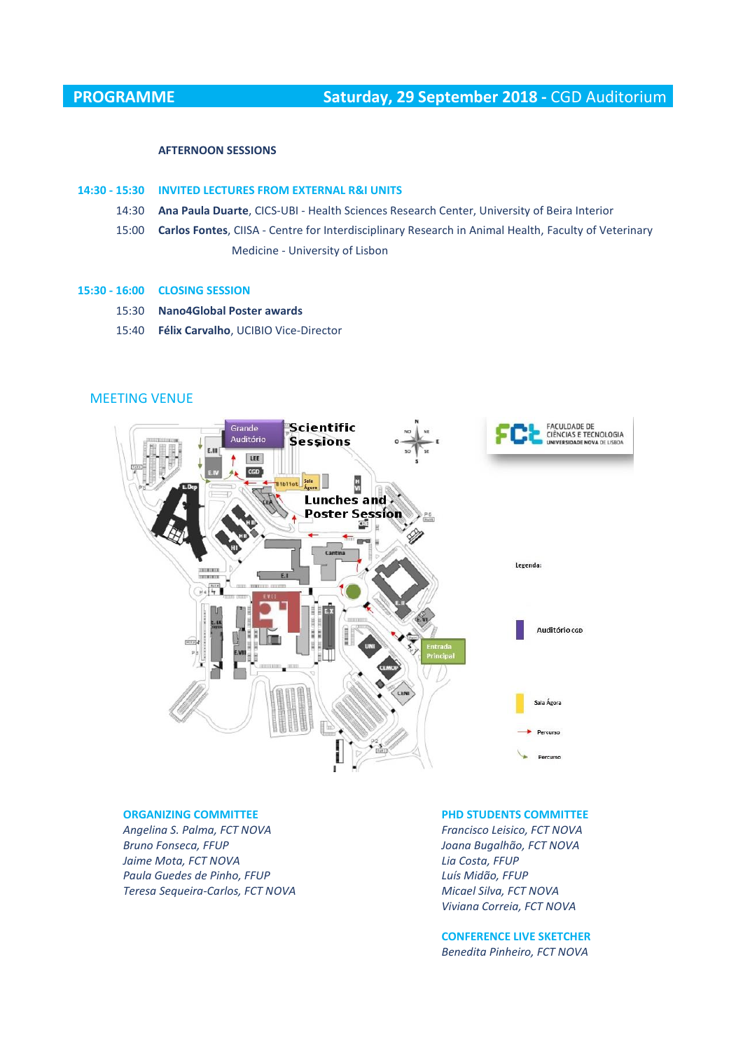## PROGRAMME — Saturday, 29 September 2018 - CGD Auditorium

**AFTERNOON SESSIONS**

**14:30 - 15:30 INVITED LECTURES FROM EXTERNAL R&I UNITS**

14:30 **Ana Paula Duarte**, CICS-UBI - Health Sciences Research Center, University of Beira Interior

15:00 **Carlos Fontes**, CIISA - Centre for Interdisciplinary Research in Animal Health, Faculty of Veterinary Medicine - University of Lisbon

**15:30 - 16:00 CLOSING SESSION**

15:30 **Nano4Global Poster awards**

15:40 **Félix Carvalho**, UCIBIO Vice-Director

## MEETING VENUE

**ORGANIZING COMMITTEE**

*Angelina S. Palma, FCT NOVA*
*Bruno Fonseca, FFUP*
*Jaime Mota, FCT NOVA*
*Paula Guedes de Pinho, FFUP*
*Teresa Sequeira-Carlos, FCT NOVA*

**PHD STUDENTS COMMITTEE**

*Francisco Leisico, FCT NOVA*
*Joana Bugalhão, FCT NOVA*
*Lia Costa, FFUP*
*Luís Midão, FFUP*
*Micael Silva, FCT NOVA*
*Viviana Correia, FCT NOVA*

**CONFERENCE LIVE SKETCHER**

*Benedita Pinheiro, FCT NOVA*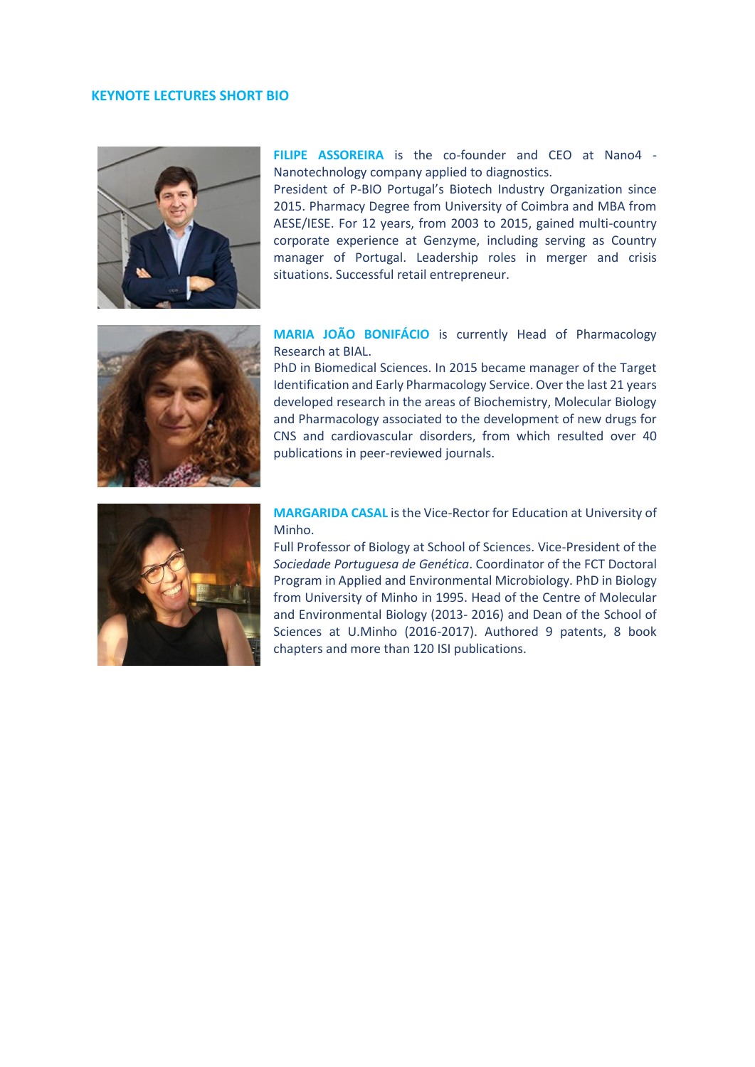## KEYNOTE LECTURES SHORT BIO

**FILIPE ASSOREIRA** is the co-founder and CEO at Nano4 - Nanotechnology company applied to diagnostics.
President of P-BIO Portugal's Biotech Industry Organization since 2015. Pharmacy Degree from University of Coimbra and MBA from AESE/IESE. For 12 years, from 2003 to 2015, gained multi-country corporate experience at Genzyme, including serving as Country manager of Portugal. Leadership roles in merger and crisis situations. Successful retail entrepreneur.

**MARIA JOÃO BONIFÁCIO** is currently Head of Pharmacology Research at BIAL.
PhD in Biomedical Sciences. In 2015 became manager of the Target Identification and Early Pharmacology Service. Over the last 21 years developed research in the areas of Biochemistry, Molecular Biology and Pharmacology associated to the development of new drugs for CNS and cardiovascular disorders, from which resulted over 40 publications in peer-reviewed journals.

**MARGARIDA CASAL** is the Vice-Rector for Education at University of Minho.
Full Professor of Biology at School of Sciences. Vice-President of the *Sociedade Portuguesa de Genética*. Coordinator of the FCT Doctoral Program in Applied and Environmental Microbiology. PhD in Biology from University of Minho in 1995. Head of the Centre of Molecular and Environmental Biology (2013- 2016) and Dean of the School of Sciences at U.Minho (2016-2017). Authored 9 patents, 8 book chapters and more than 120 ISI publications.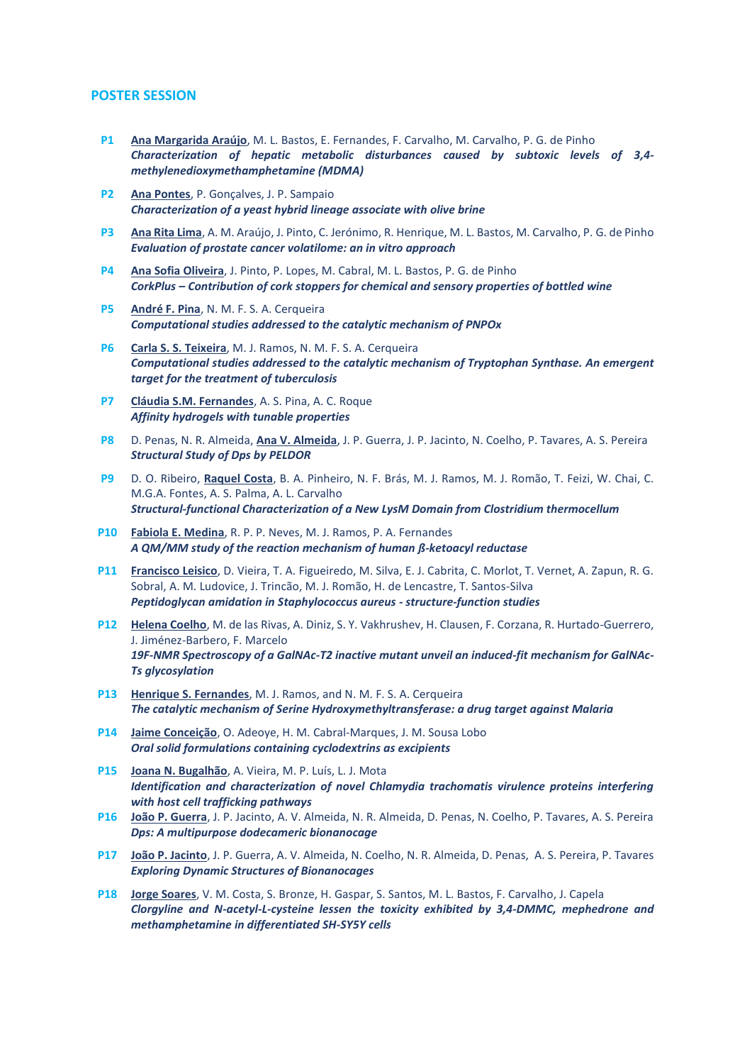## POSTER SESSION

**P1** Ana Margarida Araújo, M. L. Bastos, E. Fernandes, F. Carvalho, M. Carvalho, P. G. de Pinho
***Characterization of hepatic metabolic disturbances caused by subtoxic levels of 3,4-methylenedioxymethamphetamine (MDMA)***

**P2** Ana Pontes, P. Gonçalves, J. P. Sampaio
***Characterization of a yeast hybrid lineage associate with olive brine***

**P3** Ana Rita Lima, A. M. Araújo, J. Pinto, C. Jerónimo, R. Henrique, M. L. Bastos, M. Carvalho, P. G. de Pinho
***Evaluation of prostate cancer volatilome: an in vitro approach***

**P4** Ana Sofia Oliveira, J. Pinto, P. Lopes, M. Cabral, M. L. Bastos, P. G. de Pinho
***CorkPlus – Contribution of cork stoppers for chemical and sensory properties of bottled wine***

**P5** André F. Pina, N. M. F. S. A. Cerqueira
***Computational studies addressed to the catalytic mechanism of PNPOx***

**P6** Carla S. S. Teixeira, M. J. Ramos, N. M. F. S. A. Cerqueira
***Computational studies addressed to the catalytic mechanism of Tryptophan Synthase. An emergent target for the treatment of tuberculosis***

**P7** Cláudia S.M. Fernandes, A. S. Pina, A. C. Roque
***Affinity hydrogels with tunable properties***

**P8** D. Penas, N. R. Almeida, Ana V. Almeida, J. P. Guerra, J. P. Jacinto, N. Coelho, P. Tavares, A. S. Pereira
***Structural Study of Dps by PELDOR***

**P9** D. O. Ribeiro, Raquel Costa, B. A. Pinheiro, N. F. Brás, M. J. Ramos, M. J. Romão, T. Feizi, W. Chai, C. M.G.A. Fontes, A. S. Palma, A. L. Carvalho
***Structural-functional Characterization of a New LysM Domain from Clostridium thermocellum***

**P10** Fabiola E. Medina, R. P. P. Neves, M. J. Ramos, P. A. Fernandes
***A QM/MM study of the reaction mechanism of human ß-ketoacyl reductase***

**P11** Francisco Leisico, D. Vieira, T. A. Figueiredo, M. Silva, E. J. Cabrita, C. Morlot, T. Vernet, A. Zapun, R. G. Sobral, A. M. Ludovice, J. Trincão, M. J. Romão, H. de Lencastre, T. Santos-Silva
***Peptidoglycan amidation in Staphylococcus aureus - structure-function studies***

**P12** Helena Coelho, M. de las Rivas, A. Diniz, S. Y. Vakhrushev, H. Clausen, F. Corzana, R. Hurtado-Guerrero, J. Jiménez-Barbero, F. Marcelo
***19F-NMR Spectroscopy of a GalNAc-T2 inactive mutant unveil an induced-fit mechanism for GalNAc-Ts glycosylation***

**P13** Henrique S. Fernandes, M. J. Ramos, and N. M. F. S. A. Cerqueira
***The catalytic mechanism of Serine Hydroxymethyltransferase: a drug target against Malaria***

**P14** Jaime Conceição, O. Adeoye, H. M. Cabral-Marques, J. M. Sousa Lobo
***Oral solid formulations containing cyclodextrins as excipients***

**P15** Joana N. Bugalhão, A. Vieira, M. P. Luís, L. J. Mota
***Identification and characterization of novel Chlamydia trachomatis virulence proteins interfering with host cell trafficking pathways***

**P16** João P. Guerra, J. P. Jacinto, A. V. Almeida, N. R. Almeida, D. Penas, N. Coelho, P. Tavares, A. S. Pereira
***Dps: A multipurpose dodecameric bionanocage***

**P17** João P. Jacinto, J. P. Guerra, A. V. Almeida, N. Coelho, N. R. Almeida, D. Penas, A. S. Pereira, P. Tavares
***Exploring Dynamic Structures of Bionanocages***

**P18** Jorge Soares, V. M. Costa, S. Bronze, H. Gaspar, S. Santos, M. L. Bastos, F. Carvalho, J. Capela
***Clorgyline and N-acetyl-L-cysteine lessen the toxicity exhibited by 3,4-DMMC, mephedrone and methamphetamine in differentiated SH-SY5Y cells***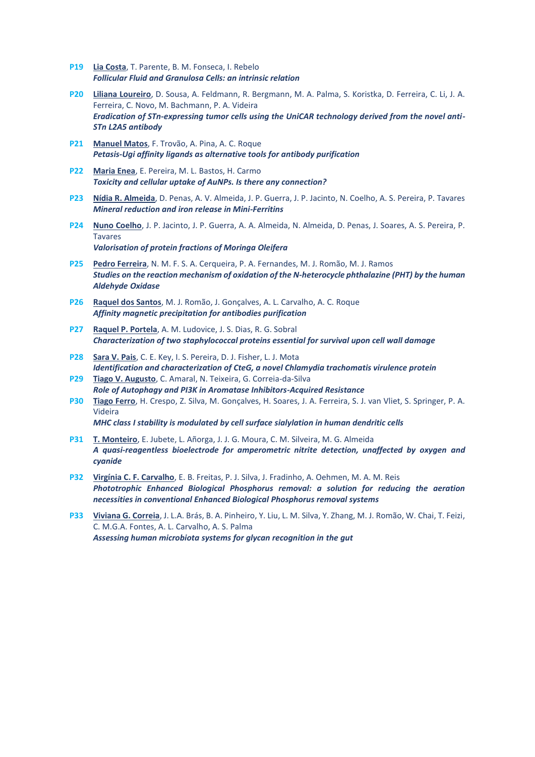**P19** **Lia Costa**, T. Parente, B. M. Fonseca, I. Rebelo
***Follicular Fluid and Granulosa Cells: an intrinsic relation***

**P20** **Liliana Loureiro**, D. Sousa, A. Feldmann, R. Bergmann, M. A. Palma, S. Koristka, D. Ferreira, C. Li, J. A. Ferreira, C. Novo, M. Bachmann, P. A. Videira
***Eradication of STn-expressing tumor cells using the UniCAR technology derived from the novel anti-STn L2A5 antibody***

**P21** **Manuel Matos**, F. Trovão, A. Pina, A. C. Roque
***Petasis-Ugi affinity ligands as alternative tools for antibody purification***

**P22** **Maria Enea**, E. Pereira, M. L. Bastos, H. Carmo
***Toxicity and cellular uptake of AuNPs. Is there any connection?***

**P23** **Nídia R. Almeida**, D. Penas, A. V. Almeida, J. P. Guerra, J. P. Jacinto, N. Coelho, A. S. Pereira, P. Tavares
***Mineral reduction and iron release in Mini-Ferritins***

**P24** **Nuno Coelho**, J. P. Jacinto, J. P. Guerra, A. A. Almeida, N. Almeida, D. Penas, J. Soares, A. S. Pereira, P. Tavares
***Valorisation of protein fractions of Moringa Oleifera***

**P25** **Pedro Ferreira**, N. M. F. S. A. Cerqueira, P. A. Fernandes, M. J. Romão, M. J. Ramos
***Studies on the reaction mechanism of oxidation of the N-heterocycle phthalazine (PHT) by the human Aldehyde Oxidase***

**P26** **Raquel dos Santos**, M. J. Romão, J. Gonçalves, A. L. Carvalho, A. C. Roque
***Affinity magnetic precipitation for antibodies purification***

**P27** **Raquel P. Portela**, A. M. Ludovice, J. S. Dias, R. G. Sobral
***Characterization of two staphylococcal proteins essential for survival upon cell wall damage***

**P28** **Sara V. Pais**, C. E. Key, I. S. Pereira, D. J. Fisher, L. J. Mota
***Identification and characterization of CteG, a novel Chlamydia trachomatis virulence protein***

**P29** **Tiago V. Augusto**, C. Amaral, N. Teixeira, G. Correia-da-Silva
***Role of Autophagy and PI3K in Aromatase Inhibitors-Acquired Resistance***

**P30** **Tiago Ferro**, H. Crespo, Z. Silva, M. Gonçalves, H. Soares, J. A. Ferreira, S. J. van Vliet, S. Springer, P. A. Videira
***MHC class I stability is modulated by cell surface sialylation in human dendritic cells***

**P31** **T. Monteiro**, E. Jubete, L. Añorga, J. J. G. Moura, C. M. Silveira, M. G. Almeida
***A quasi-reagentless bioelectrode for amperometric nitrite detection, unaffected by oxygen and cyanide***

**P32** **Virgínia C. F. Carvalho**, E. B. Freitas, P. J. Silva, J. Fradinho, A. Oehmen, M. A. M. Reis
***Phototrophic Enhanced Biological Phosphorus removal: a solution for reducing the aeration necessities in conventional Enhanced Biological Phosphorus removal systems***

**P33** **Viviana G. Correia**, J. L.A. Brás, B. A. Pinheiro, Y. Liu, L. M. Silva, Y. Zhang, M. J. Romão, W. Chai, T. Feizi, C. M.G.A. Fontes, A. L. Carvalho, A. S. Palma
***Assessing human microbiota systems for glycan recognition in the gut***